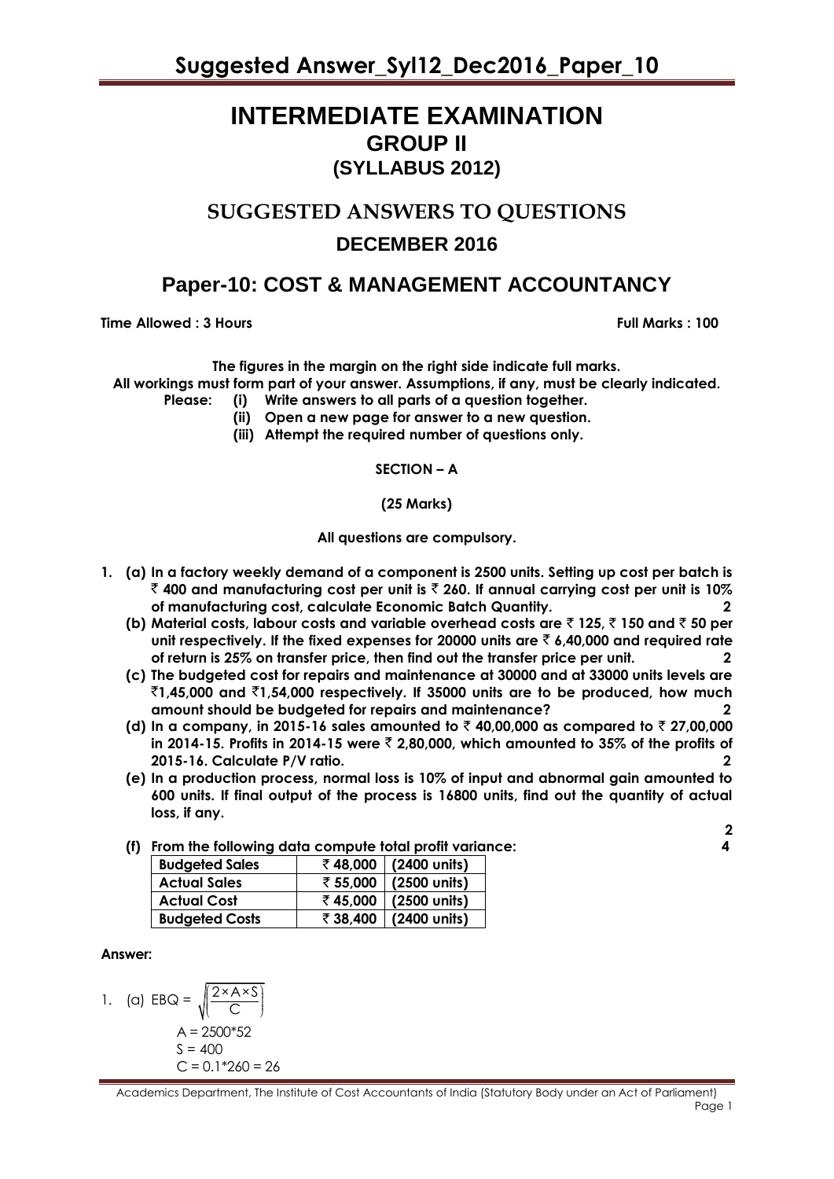# INTERMEDIATE EXAMINATION
## GROUP II
## (SYLLABUS 2012)

## SUGGESTED ANSWERS TO QUESTIONS
## DECEMBER 2016

## Paper-10: COST & MANAGEMENT ACCOUNTANCY

**Time Allowed : 3 Hours** **Full Marks : 100**

**The figures in the margin on the right side indicate full marks.**
**All workings must form part of your answer. Assumptions, if any, must be clearly indicated.**
**Please: (i) Write answers to all parts of a question together.**
**(ii) Open a new page for answer to a new question.**
**(iii) Attempt the required number of questions only.**

**SECTION – A**

**(25 Marks)**

**All questions are compulsory.**

1. **(a) In a factory weekly demand of a component is 2500 units. Setting up cost per batch is ₹ 400 and manufacturing cost per unit is ₹ 260. If annual carrying cost per unit is 10% of manufacturing cost, calculate Economic Batch Quantity.** **2**

   **(b) Material costs, labour costs and variable overhead costs are ₹ 125, ₹ 150 and ₹ 50 per unit respectively. If the fixed expenses for 20000 units are ₹ 6,40,000 and required rate of return is 25% on transfer price, then find out the transfer price per unit.** **2**

   **(c) The budgeted cost for repairs and maintenance at 30000 and at 33000 units levels are ₹1,45,000 and ₹1,54,000 respectively. If 35000 units are to be produced, how much amount should be budgeted for repairs and maintenance?** **2**

   **(d) In a company, in 2015-16 sales amounted to ₹ 40,00,000 as compared to ₹ 27,00,000 in 2014-15. Profits in 2014-15 were ₹ 2,80,000, which amounted to 35% of the profits of 2015-16. Calculate P/V ratio.** **2**

   **(e) In a production process, normal loss is 10% of input and abnormal gain amounted to 600 units. If final output of the process is 16800 units, find out the quantity of actual loss, if any.** **2**

   **(f) From the following data compute total profit variance:** **4**

| **Budgeted Sales** | **₹ 48,000** | **(2400 units)** |
|---|---|---|
| **Actual Sales** | **₹ 55,000** | **(2500 units)** |
| **Actual Cost** | **₹ 45,000** | **(2500 units)** |
| **Budgeted Costs** | **₹ 38,400** | **(2400 units)** |

**Answer:**

1. (a) $EBQ = \sqrt{\left(\dfrac{2 \times A \times S}{C}\right)}$

   A = 2500*52
   S = 400
   C = 0.1*260 = 26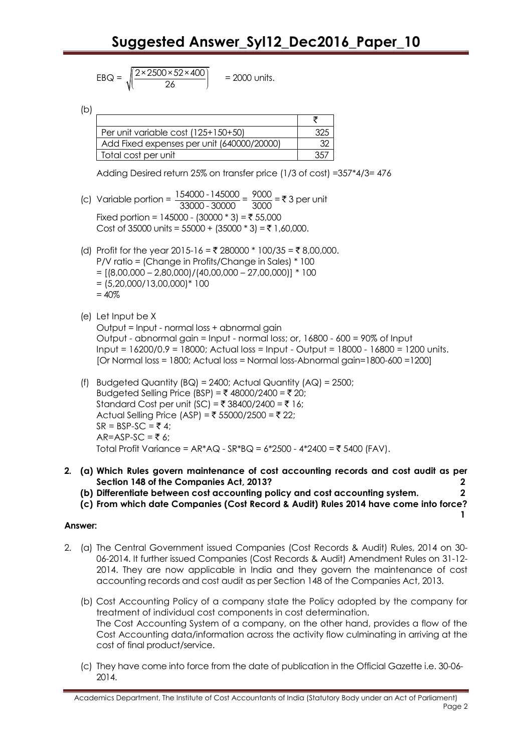$$EBQ = \sqrt{\left(\frac{2 \times 2500 \times 52 \times 400}{26}\right)} = 2000 \text{ units.}$$

(b)

| | ₹ |
|---|---|
| Per unit variable cost (125+150+50) | 325 |
| Add Fixed expenses per unit (640000/20000) | 32 |
| Total cost per unit | 357 |

Adding Desired return 25% on transfer price (1/3 of cost) =357*4/3= 476

(c) Variable portion = $\frac{154000 - 145000}{33000 - 30000} = \frac{9000}{3000}$ = ₹ 3 per unit

Fixed portion = 145000 - (30000 * 3) = ₹ 55,000

Cost of 35000 units = 55000 + (35000 * 3) = ₹ 1,60,000.

(d) Profit for the year 2015-16 = ₹ 280000 * 100/35 = ₹ 8,00,000.

P/V ratio = (Change in Profits/Change in Sales) * 100

= [(8,00,000 – 2,80,000)/(40,00,000 – 27,00,000)] * 100

= (5,20,000/13,00,000)* 100

= 40%

(e) Let Input be X

Output = Input - normal loss + abnormal gain

Output - abnormal gain = Input - normal loss; or, 16800 - 600 = 90% of Input

Input = 16200/0.9 = 18000; Actual loss = Input - Output = 18000 - 16800 = 1200 units.

[Or Normal loss = 1800; Actual loss = Normal loss-Abnormal gain=1800-600 =1200]

(f) Budgeted Quantity (BQ) = 2400; Actual Quantity (AQ) = 2500;

Budgeted Selling Price (BSP) = ₹ 48000/2400 = ₹ 20;

Standard Cost per unit (SC) = ₹ 38400/2400 = ₹ 16;

Actual Selling Price (ASP) = ₹ 55000/2500 = ₹ 22;

SR = BSP-SC = ₹ 4;

AR=ASP-SC = ₹ 6;

Total Profit Variance = AR*AQ - SR*BQ = 6*2500 - 4*2400 = ₹ 5400 (FAV).

**2. (a) Which Rules govern maintenance of cost accounting records and cost audit as per Section 148 of the Companies Act, 2013? 2**

**(b) Differentiate between cost accounting policy and cost accounting system. 2**

**(c) From which date Companies (Cost Record & Audit) Rules 2014 have come into force? 1**

**Answer:**

2. (a) The Central Government issued Companies (Cost Records & Audit) Rules, 2014 on 30-06-2014. It further issued Companies (Cost Records & Audit) Amendment Rules on 31-12-2014. They are now applicable in India and they govern the maintenance of cost accounting records and cost audit as per Section 148 of the Companies Act, 2013.

(b) Cost Accounting Policy of a company state the Policy adopted by the company for treatment of individual cost components in cost determination.

The Cost Accounting System of a company, on the other hand, provides a flow of the Cost Accounting data/information across the activity flow culminating in arriving at the cost of final product/service.

(c) They have come into force from the date of publication in the Official Gazette i.e. 30-06-2014.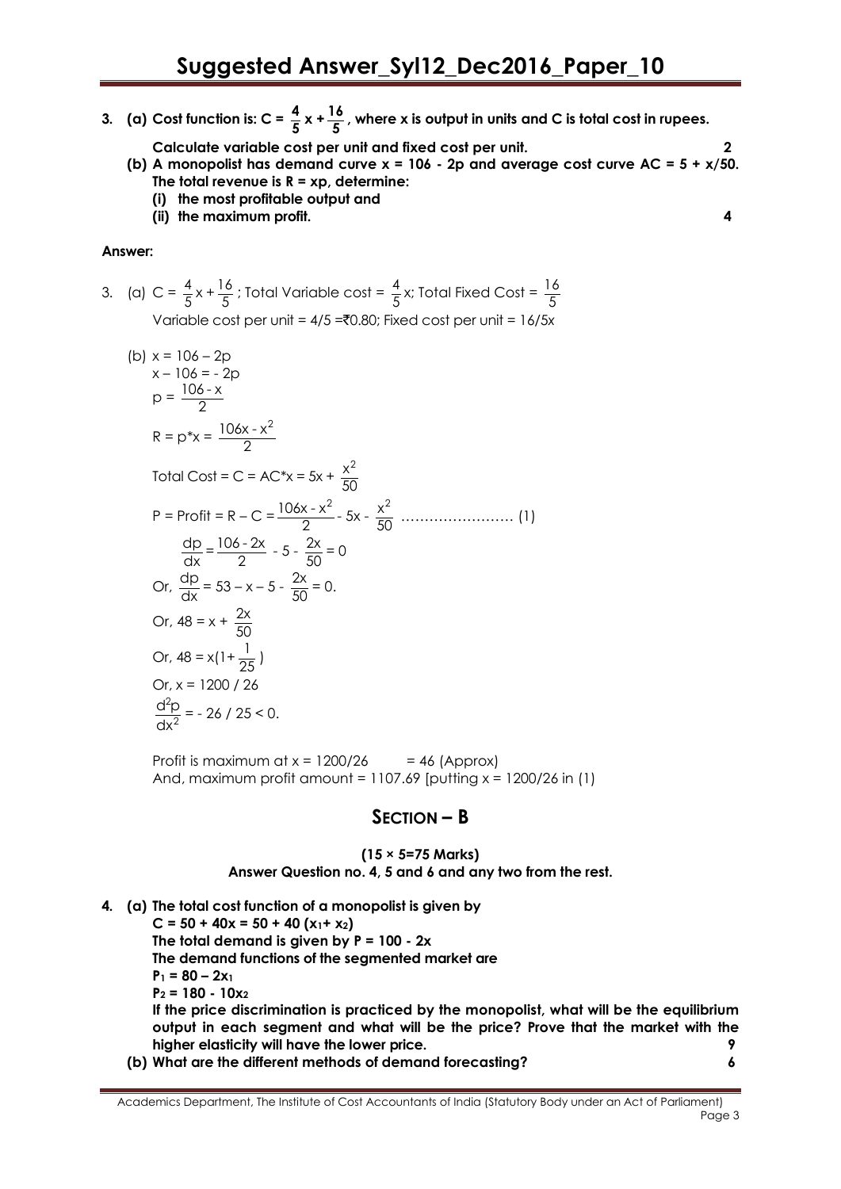**3. (a) Cost function is: $C = \frac{4}{5}x + \frac{16}{5}$, where x is output in units and C is total cost in rupees.**

**Calculate variable cost per unit and fixed cost per unit. 2**

**(b) A monopolist has demand curve $x = 106 - 2p$ and average cost curve $AC = 5 + x/50$. The total revenue is $R = xp$, determine:**

**(i) the most profitable output and**

**(ii) the maximum profit. 4**

**Answer:**

3. (a) $C = \frac{4}{5}x + \frac{16}{5}$; Total Variable cost = $\frac{4}{5}x$; Total Fixed Cost = $\frac{16}{5}$

Variable cost per unit = 4/5 =₹0.80; Fixed cost per unit = 16/5x

(b) $x = 106 – 2p$

$x – 106 = - 2p$

$p = \frac{106 - x}{2}$

$R = p*x = \frac{106x - x^2}{2}$

Total Cost = $C = AC*x = 5x + \frac{x^2}{50}$

$P = \text{Profit} = R – C = \frac{106x - x^2}{2} - 5x - \frac{x^2}{50}$ …………………… (1)

$\frac{dp}{dx} = \frac{106 - 2x}{2} - 5 - \frac{2x}{50} = 0$

Or, $\frac{dp}{dx} = 53 – x – 5 - \frac{2x}{50} = 0.$

Or, $48 = x + \frac{2x}{50}$

Or, $48 = x(1 + \frac{1}{25})$

Or, $x = 1200 / 26$

$\frac{d^2p}{dx^2} = - 26 / 25 < 0.$

Profit is maximum at x = 1200/26 = 46 (Approx)

And, maximum profit amount = 1107.69 [putting x = 1200/26 in (1)

## SECTION – B

**(15 × 5=75 Marks)**

**Answer Question no. 4, 5 and 6 and any two from the rest.**

**4. (a) The total cost function of a monopolist is given by**

**$C = 50 + 40x = 50 + 40 (x_1 + x_2)$**

**The total demand is given by $P = 100 - 2x$**

**The demand functions of the segmented market are**

**$P_1 = 80 – 2x_1$**

**$P_2 = 180 - 10x_2$**

**If the price discrimination is practiced by the monopolist, what will be the equilibrium output in each segment and what will be the price? Prove that the market with the higher elasticity will have the lower price. 9**

**(b) What are the different methods of demand forecasting? 6**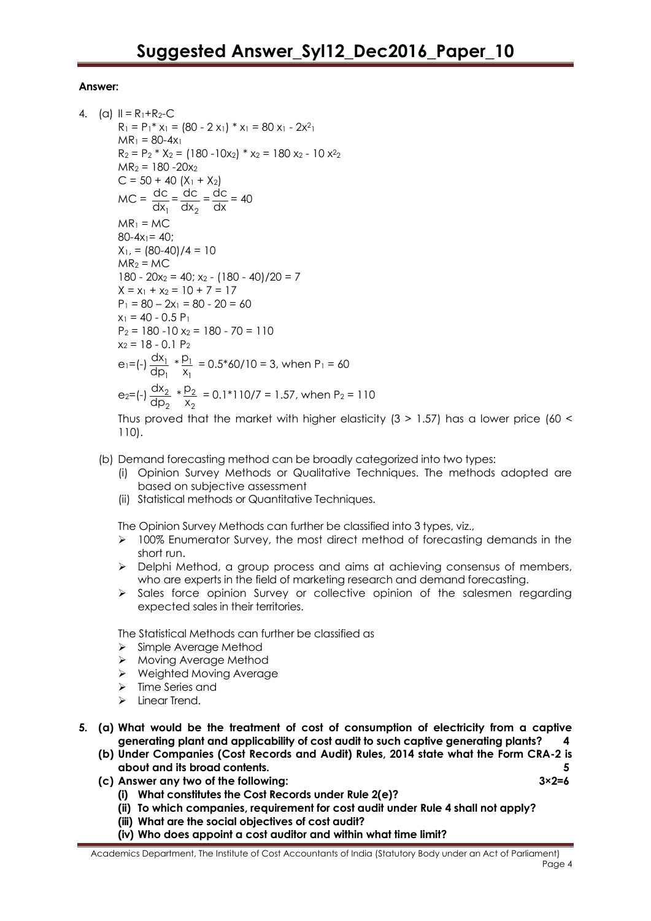**Answer:**

4. (a) $\Pi = R_1+R_2-C$

$R_1 = P_1 * x_1 = (80 - 2x_1) * x_1 = 80x_1 - 2x^2_1$

$MR_1 = 80-4x_1$

$R_2 = P_2 * X_2 = (180 - 10x_2) * x_2 = 180x_2 - 10x^2_2$

$MR_2 = 180 - 20x_2$

$C = 50 + 40 (X_1 + X_2)$

$MC = \frac{dc}{dx_1} = \frac{dc}{dx_2} = \frac{dc}{dx} = 40$

$MR_1 = MC$

$80-4x_1 = 40;$

$X_1, = (80-40)/4 = 10$

$MR_2 = MC$

$180 - 20x_2 = 40;\ x_2 - (180 - 40)/20 = 7$

$X = x_1 + x_2 = 10 + 7 = 17$

$P_1 = 80 - 2x_1 = 80 - 20 = 60$

$x_1 = 40 - 0.5 P_1$

$P_2 = 180 - 10x_2 = 180 - 70 = 110$

$x_2 = 18 - 0.1 P_2$

$e_1 = (-)\frac{dx_1}{dp_1} * \frac{p_1}{x_1} = 0.5*60/10 = 3$, when $P_1 = 60$

$e_2 = (-)\frac{dx_2}{dp_2} * \frac{p_2}{x_2} = 0.1*110/7 = 1.57$, when $P_2 = 110$

Thus proved that the market with higher elasticity ($3 > 1.57$) has a lower price ($60 < 110$).

(b) Demand forecasting method can be broadly categorized into two types:

(i) Opinion Survey Methods or Qualitative Techniques. The methods adopted are based on subjective assessment

(ii) Statistical methods or Quantitative Techniques.

The Opinion Survey Methods can further be classified into 3 types, viz.,

- 100% Enumerator Survey, the most direct method of forecasting demands in the short run.
- Delphi Method, a group process and aims at achieving consensus of members, who are experts in the field of marketing research and demand forecasting.
- Sales force opinion Survey or collective opinion of the salesmen regarding expected sales in their territories.

The Statistical Methods can further be classified as

- Simple Average Method
- Moving Average Method
- Weighted Moving Average
- Time Series and
- Linear Trend.

**5. (a) What would be the treatment of cost of consumption of electricity from a captive generating plant and applicability of cost audit to such captive generating plants? 4**

**(b) Under Companies (Cost Records and Audit) Rules, 2014 state what the Form CRA-2 is about and its broad contents. 5**

**(c) Answer any two of the following: 3×2=6**

**(i) What constitutes the Cost Records under Rule 2(e)?**

**(ii) To which companies, requirement for cost audit under Rule 4 shall not apply?**

**(iii) What are the social objectives of cost audit?**

**(iv) Who does appoint a cost auditor and within what time limit?**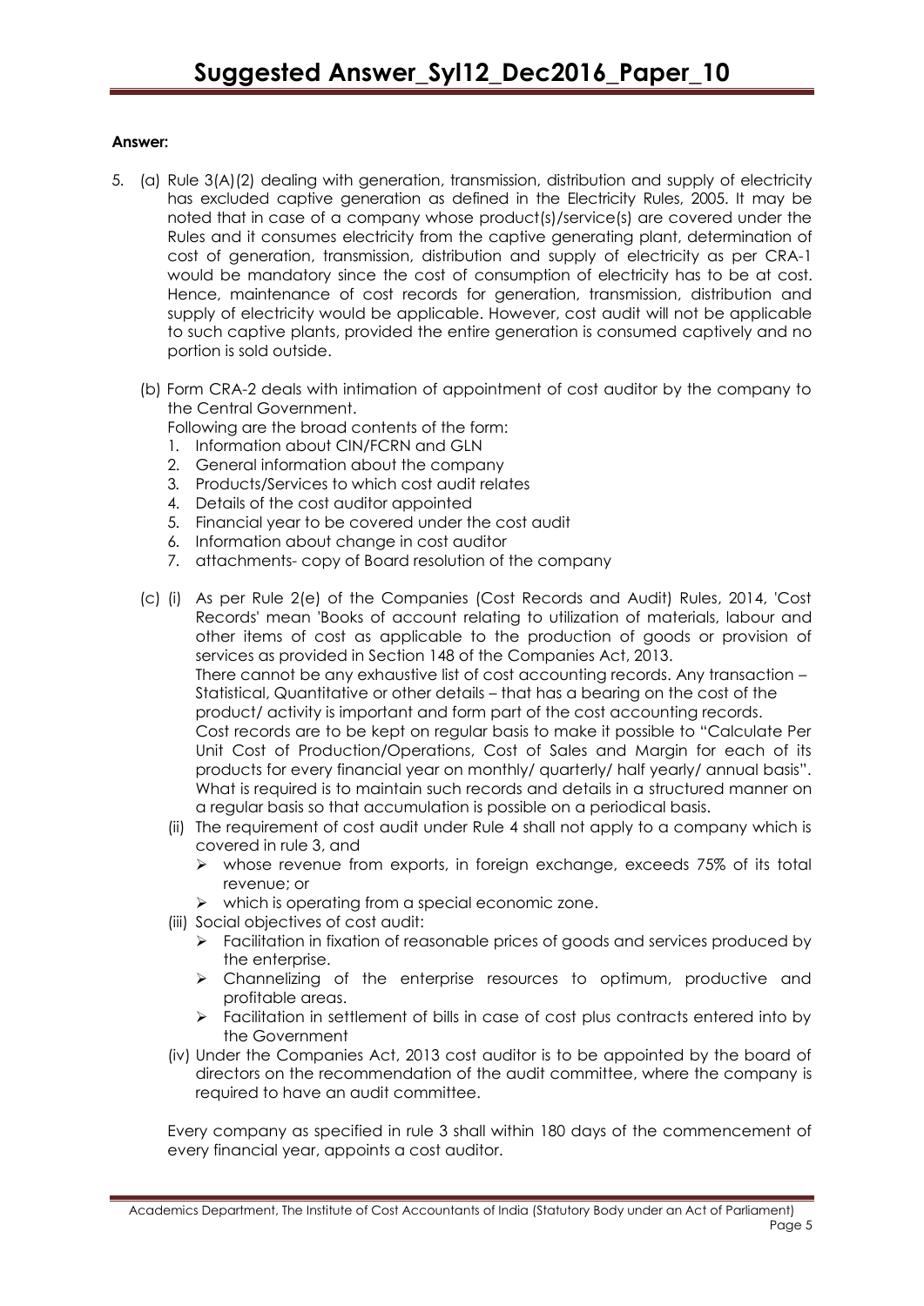**Answer:**

5. (a) Rule 3(A)(2) dealing with generation, transmission, distribution and supply of electricity has excluded captive generation as defined in the Electricity Rules, 2005. It may be noted that in case of a company whose product(s)/service(s) are covered under the Rules and it consumes electricity from the captive generating plant, determination of cost of generation, transmission, distribution and supply of electricity as per CRA-1 would be mandatory since the cost of consumption of electricity has to be at cost. Hence, maintenance of cost records for generation, transmission, distribution and supply of electricity would be applicable. However, cost audit will not be applicable to such captive plants, provided the entire generation is consumed captively and no portion is sold outside.

   (b) Form CRA-2 deals with intimation of appointment of cost auditor by the company to the Central Government.

   Following are the broad contents of the form:

   1. Information about CIN/FCRN and GLN
   2. General information about the company
   3. Products/Services to which cost audit relates
   4. Details of the cost auditor appointed
   5. Financial year to be covered under the cost audit
   6. Information about change in cost auditor
   7. attachments- copy of Board resolution of the company

   (c) (i) As per Rule 2(e) of the Companies (Cost Records and Audit) Rules, 2014, 'Cost Records' mean 'Books of account relating to utilization of materials, labour and other items of cost as applicable to the production of goods or provision of services as provided in Section 148 of the Companies Act, 2013.

   There cannot be any exhaustive list of cost accounting records. Any transaction – Statistical, Quantitative or other details – that has a bearing on the cost of the product/ activity is important and form part of the cost accounting records.

   Cost records are to be kept on regular basis to make it possible to "Calculate Per Unit Cost of Production/Operations, Cost of Sales and Margin for each of its products for every financial year on monthly/ quarterly/ half yearly/ annual basis". What is required is to maintain such records and details in a structured manner on a regular basis so that accumulation is possible on a periodical basis.

   (ii) The requirement of cost audit under Rule 4 shall not apply to a company which is covered in rule 3, and
   - whose revenue from exports, in foreign exchange, exceeds 75% of its total revenue; or
   - which is operating from a special economic zone.

   (iii) Social objectives of cost audit:
   - Facilitation in fixation of reasonable prices of goods and services produced by the enterprise.
   - Channelizing of the enterprise resources to optimum, productive and profitable areas.
   - Facilitation in settlement of bills in case of cost plus contracts entered into by the Government

   (iv) Under the Companies Act, 2013 cost auditor is to be appointed by the board of directors on the recommendation of the audit committee, where the company is required to have an audit committee.

   Every company as specified in rule 3 shall within 180 days of the commencement of every financial year, appoints a cost auditor.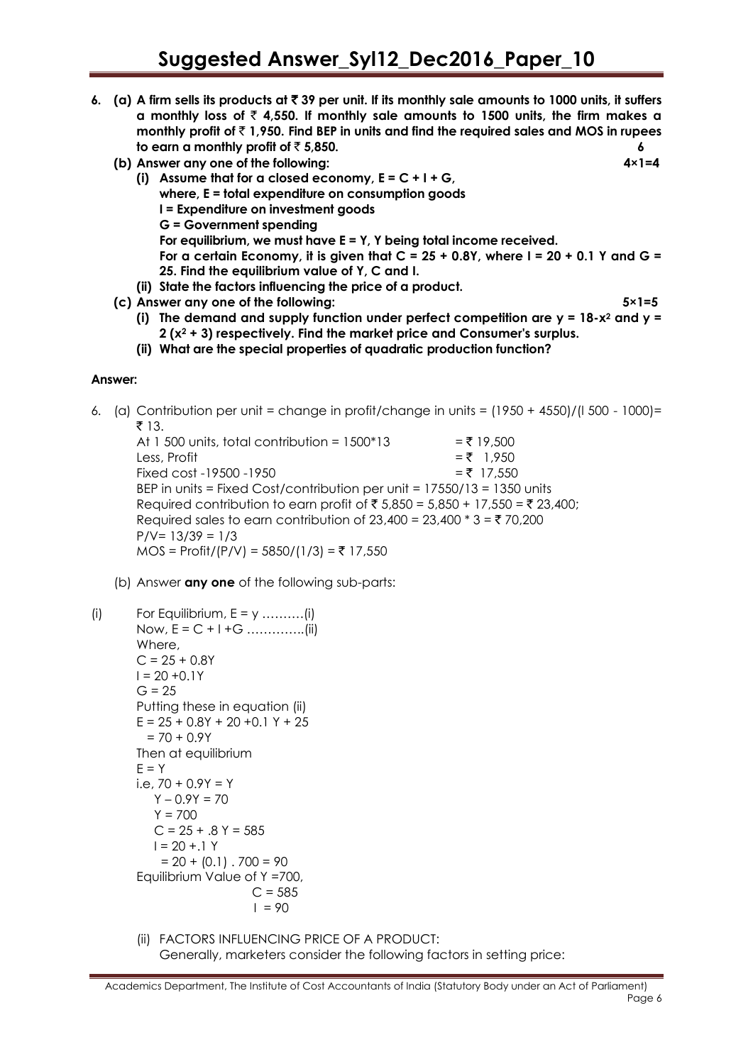6. **(a) A firm sells its products at ₹ 39 per unit. If its monthly sale amounts to 1000 units, it suffers a monthly loss of ₹ 4,550. If monthly sale amounts to 1500 units, the firm makes a monthly profit of ₹ 1,950. Find BEP in units and find the required sales and MOS in rupees to earn a monthly profit of ₹ 5,850.** **6**

   **(b) Answer any one of the following:** **4×1=4**

   **(i) Assume that for a closed economy, E = C + I + G,**
   **where, E = total expenditure on consumption goods**
   **I = Expenditure on investment goods**
   **G = Government spending**
   **For equilibrium, we must have E = Y, Y being total income received.**
   **For a certain Economy, it is given that C = 25 + 0.8Y, where I = 20 + 0.1 Y and G = 25. Find the equilibrium value of Y, C and I.**

   **(ii) State the factors influencing the price of a product.**

   **(c) Answer any one of the following:** **5×1=5**

   **(i) The demand and supply function under perfect competition are $y = 18-x^2$ and $y = 2(x^2 + 3)$ respectively. Find the market price and Consumer's surplus.**

   **(ii) What are the special properties of quadratic production function?**

**Answer:**

6. (a) Contribution per unit = change in profit/change in units = (1950 + 4550)/(l 500 - 1000)= ₹ 13.

| | |
|---|---|
| At 1 500 units, total contribution = 1500*13 | = ₹ 19,500 |
| Less, Profit | = ₹ 1,950 |
| Fixed cost -19500 -1950 | = ₹ 17,550 |

BEP in units = Fixed Cost/contribution per unit = 17550/13 = 1350 units

Required contribution to earn profit of ₹ 5,850 = 5,850 + 17,550 = ₹ 23,400;

Required sales to earn contribution of 23,400 = 23,400 * 3 = ₹ 70,200

P/V= 13/39 = 1/3

MOS = Profit/(P/V) = 5850/(1/3) = ₹ 17,550

(b) Answer **any one** of the following sub-parts:

(i) For Equilibrium, E = y ……….(i)

Now, E = C + I +G …………..(ii)

Where,

C = 25 + 0.8Y

I = 20 +0.1Y

G = 25

Putting these in equation (ii)

E = 25 + 0.8Y + 20 +0.1 Y + 25

= 70 + 0.9Y

Then at equilibrium

E = Y

i.e, 70 + 0.9Y = Y

Y – 0.9Y = 70

Y = 700

C = 25 + .8 Y = 585

I = 20 +.1 Y

= 20 + (0.1) . 700 = 90

Equilibrium Value of Y =700,

C = 585

I = 90

(ii) FACTORS INFLUENCING PRICE OF A PRODUCT:

Generally, marketers consider the following factors in setting price: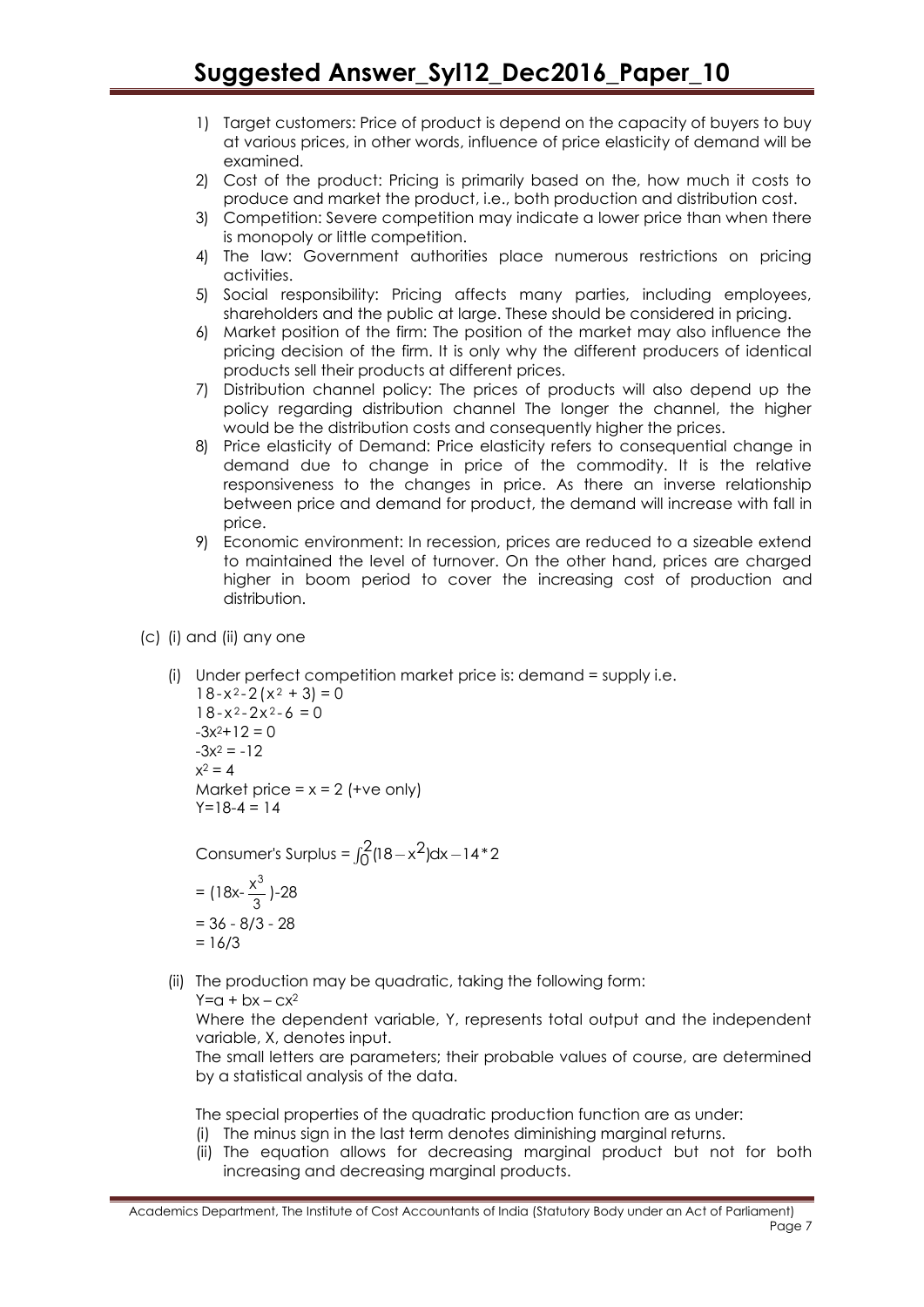1) Target customers: Price of product is depend on the capacity of buyers to buy at various prices, in other words, influence of price elasticity of demand will be examined.
2) Cost of the product: Pricing is primarily based on the, how much it costs to produce and market the product, i.e., both production and distribution cost.
3) Competition: Severe competition may indicate a lower price than when there is monopoly or little competition.
4) The law: Government authorities place numerous restrictions on pricing activities.
5) Social responsibility: Pricing affects many parties, including employees, shareholders and the public at large. These should be considered in pricing.
6) Market position of the firm: The position of the market may also influence the pricing decision of the firm. It is only why the different producers of identical products sell their products at different prices.
7) Distribution channel policy: The prices of products will also depend up the policy regarding distribution channel The longer the channel, the higher would be the distribution costs and consequently higher the prices.
8) Price elasticity of Demand: Price elasticity refers to consequential change in demand due to change in price of the commodity. It is the relative responsiveness to the changes in price. As there an inverse relationship between price and demand for product, the demand will increase with fall in price.
9) Economic environment: In recession, prices are reduced to a sizeable extend to maintained the level of turnover. On the other hand, prices are charged higher in boom period to cover the increasing cost of production and distribution.

(c) (i) and (ii) any one

(i) Under perfect competition market price is: demand = supply i.e.

$18 - x^2 - 2(x^2 + 3) = 0$

$18 - x^2 - 2x^2 - 6 = 0$

$-3x^2 + 12 = 0$

$-3x^2 = -12$

$x^2 = 4$

Market price = x = 2 (+ve only)

Y=18-4 = 14

Consumer's Surplus = $\int_0^2 (18 - x^2)dx - 14*2$

$= (18x - \frac{x^3}{3}) - 28$

$= 36 - 8/3 - 28$

$= 16/3$

(ii) The production may be quadratic, taking the following form:

$Y = a + bx - cx^2$

Where the dependent variable, Y, represents total output and the independent variable, X, denotes input.

The small letters are parameters; their probable values of course, are determined by a statistical analysis of the data.

The special properties of the quadratic production function are as under:

(i) The minus sign in the last term denotes diminishing marginal returns.
(ii) The equation allows for decreasing marginal product but not for both increasing and decreasing marginal products.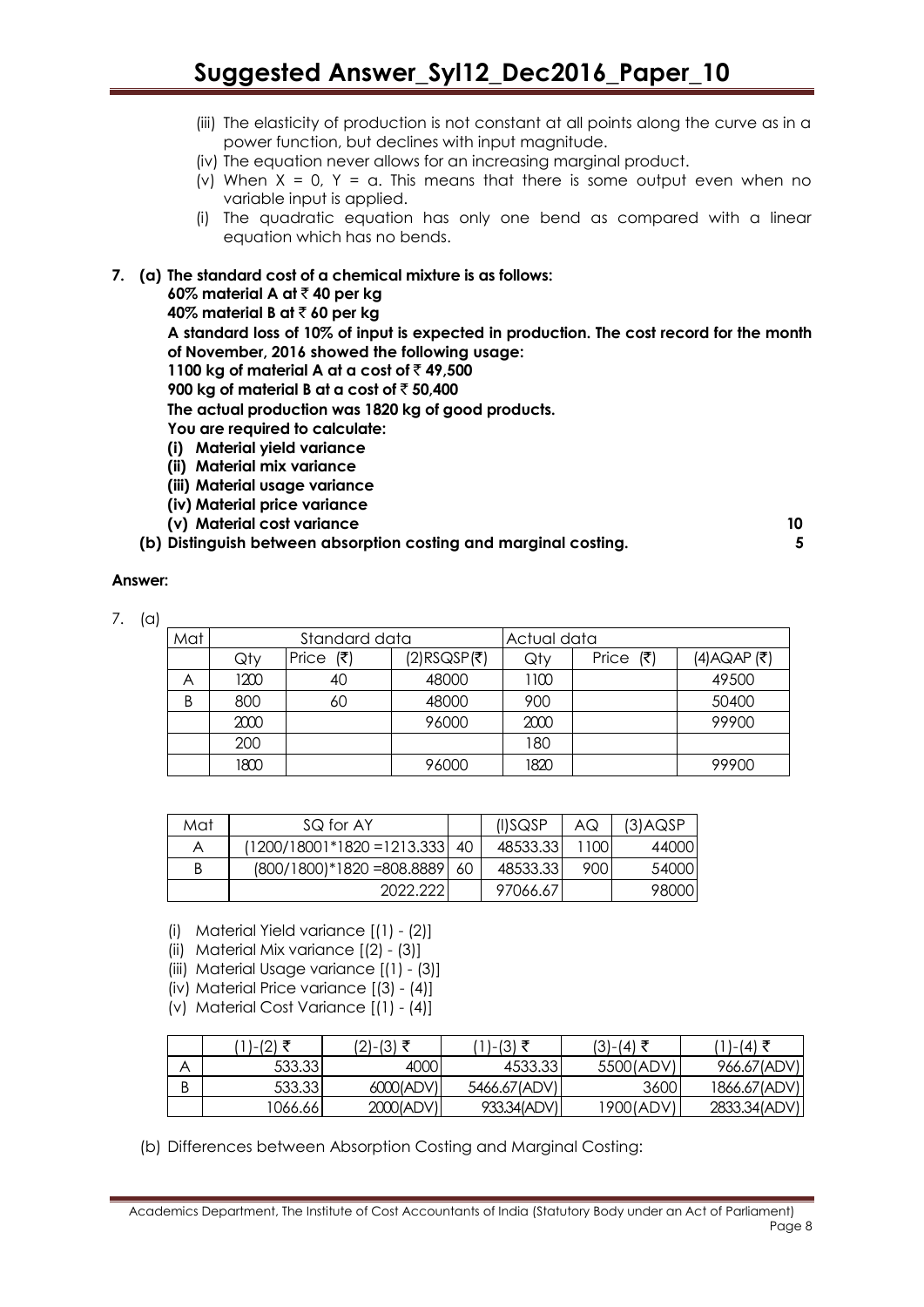(iii) The elasticity of production is not constant at all points along the curve as in a power function, but declines with input magnitude.

(iv) The equation never allows for an increasing marginal product.

(v) When X = 0, Y = a. This means that there is some output even when no variable input is applied.

(i) The quadratic equation has only one bend as compared with a linear equation which has no bends.

**7. (a) The standard cost of a chemical mixture is as follows:**

**60% material A at ₹ 40 per kg**

**40% material B at ₹ 60 per kg**

**A standard loss of 10% of input is expected in production. The cost record for the month of November, 2016 showed the following usage:**

**1100 kg of material A at a cost of ₹ 49,500**

**900 kg of material B at a cost of ₹ 50,400**

**The actual production was 1820 kg of good products.**

**You are required to calculate:**

**(i) Material yield variance**

**(ii) Material mix variance**

**(iii) Material usage variance**

**(iv) Material price variance**

**(v) Material cost variance** **10**

**(b) Distinguish between absorption costing and marginal costing.** **5**

**Answer:**

7. (a)

| Mat | Standard data | | | Actual data | | |
|---|---|---|---|---|---|---|
| | Qty | Price (₹) | (2)RSQSP(₹) | Qty | Price (₹) | (4)AQAP (₹) |
| A | 1200 | 40 | 48000 | 1100 | | 49500 |
| B | 800 | 60 | 48000 | 900 | | 50400 |
| | 2000 | | 96000 | 2000 | | 99900 |
| | 200 | | | 180 | | |
| | 1800 | | 96000 | 1820 | | 99900 |

| Mat | SQ for AY | | (I)SQSP | AQ | (3)AQSP |
|---|---|---|---|---|---|
| A | (1200/18001*1820 =1213.333 | 40 | 48533.33 | 1100 | 44000 |
| B | (800/1800)*1820 =808.8889 | 60 | 48533.33 | 900 | 54000 |
| | 2022.222 | | 97066.67 | | 98000 |

(i) Material Yield variance [(1) - (2)]

(ii) Material Mix variance [(2) - (3)]

(iii) Material Usage variance [(1) - (3)]

(iv) Material Price variance [(3) - (4)]

(v) Material Cost Variance [(1) - (4)]

| | (1)-(2) ₹ | (2)-(3) ₹ | (1)-(3) ₹ | (3)-(4) ₹ | (1)-(4) ₹ |
|---|---|---|---|---|---|
| A | 533.33 | 4000 | 4533.33 | 5500(ADV) | 966.67(ADV) |
| B | 533.33 | 6000(ADV) | 5466.67(ADV) | 3600 | 1866.67(ADV) |
| | 1066.66 | 2000(ADV) | 933.34(ADV) | 1900(ADV) | 2833.34(ADV) |

(b) Differences between Absorption Costing and Marginal Costing: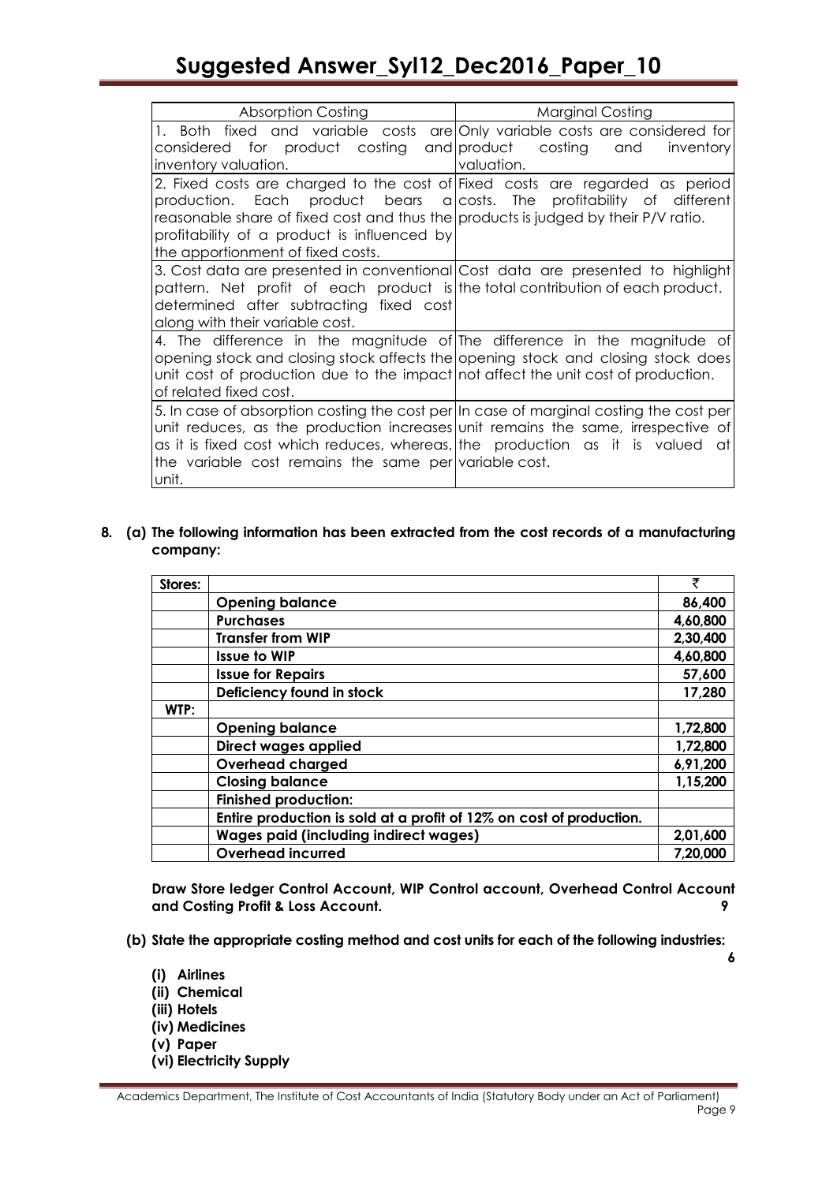| Absorption Costing | Marginal Costing |
|---|---|
| 1. Both fixed and variable costs are considered for product costing and inventory valuation. | Only variable costs are considered for product costing and inventory valuation. |
| 2. Fixed costs are charged to the cost of production. Each product bears a reasonable share of fixed cost and thus the profitability of a product is influenced by the apportionment of fixed costs. | Fixed costs are regarded as period costs. The profitability of different products is judged by their P/V ratio. |
| 3. Cost data are presented in conventional pattern. Net profit of each product is determined after subtracting fixed cost along with their variable cost. | Cost data are presented to highlight the total contribution of each product. |
| 4. The difference in the magnitude of opening stock and closing stock affects the unit cost of production due to the impact of related fixed cost. | The difference in the magnitude of opening stock and closing stock does not affect the unit cost of production. |
| 5. In case of absorption costing the cost per unit reduces, as the production increases as it is fixed cost which reduces, whereas, the variable cost remains the same per unit. | In case of marginal costing the cost per unit remains the same, irrespective of the production as it is valued at variable cost. |

**8. (a) The following information has been extracted from the cost records of a manufacturing company:**

| Stores: | | ₹ |
|---|---|---|
| | **Opening balance** | **86,400** |
| | **Purchases** | **4,60,800** |
| | **Transfer from WIP** | **2,30,400** |
| | **Issue to WIP** | **4,60,800** |
| | **Issue for Repairs** | **57,600** |
| | **Deficiency found in stock** | **17,280** |
| **WTP:** | | |
| | **Opening balance** | **1,72,800** |
| | **Direct wages applied** | **1,72,800** |
| | **Overhead charged** | **6,91,200** |
| | **Closing balance** | **1,15,200** |
| | **Finished production:** | |
| | **Entire production is sold at a profit of 12% on cost of production.** | |
| | **Wages paid (including indirect wages)** | **2,01,600** |
| | **Overhead incurred** | **7,20,000** |

**Draw Store ledger Control Account, WIP Control account, Overhead Control Account and Costing Profit & Loss Account.** **9**

**(b) State the appropriate costing method and cost units for each of the following industries:** **6**

**(i) Airlines**
**(ii) Chemical**
**(iii) Hotels**
**(iv) Medicines**
**(v) Paper**
**(vi) Electricity Supply**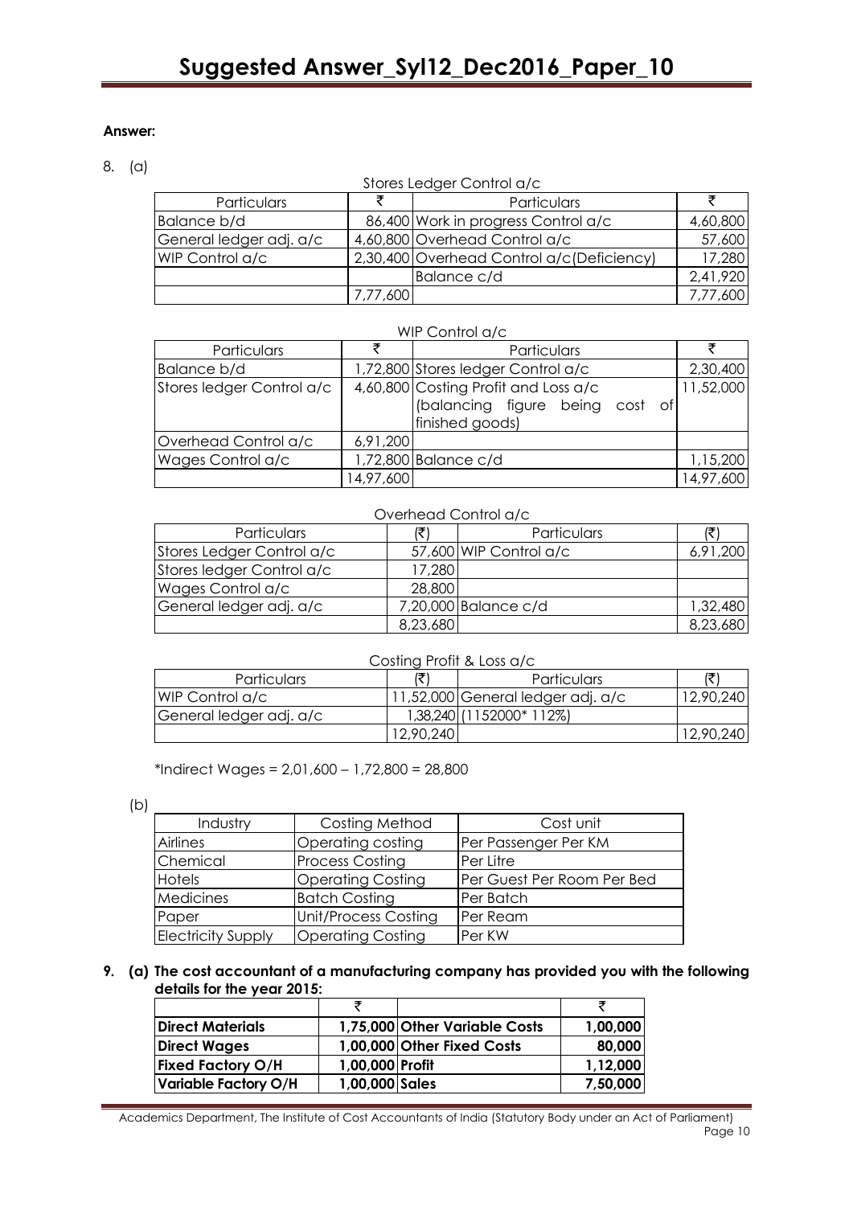**Answer:**

8. (a)

Stores Ledger Control a/c

| Particulars | ₹ | Particulars | ₹ |
|---|---|---|---|
| Balance b/d | 86,400 | Work in progress Control a/c | 4,60,800 |
| General ledger adj. a/c | 4,60,800 | Overhead Control a/c | 57,600 |
| WIP Control a/c | 2,30,400 | Overhead Control a/c(Deficiency) | 17,280 |
| | | Balance c/d | 2,41,920 |
| | 7,77,600 | | 7,77,600 |

WIP Control a/c

| Particulars | ₹ | Particulars | ₹ |
|---|---|---|---|
| Balance b/d | 1,72,800 | Stores ledger Control a/c | 2,30,400 |
| Stores ledger Control a/c | 4,60,800 | Costing Profit and Loss a/c (balancing figure being cost of finished goods) | 11,52,000 |
| Overhead Control a/c | 6,91,200 | | |
| Wages Control a/c | 1,72,800 | Balance c/d | 1,15,200 |
| | 14,97,600 | | 14,97,600 |

Overhead Control a/c

| Particulars | (₹) | Particulars | (₹) |
|---|---|---|---|
| Stores Ledger Control a/c | 57,600 | WIP Control a/c | 6,91,200 |
| Stores ledger Control a/c | 17,280 | | |
| Wages Control a/c | 28,800 | | |
| General ledger adj. a/c | 7,20,000 | Balance c/d | 1,32,480 |
| | 8,23,680 | | 8,23,680 |

Costing Profit & Loss a/c

| Particulars | (₹) | Particulars | (₹) |
|---|---|---|---|
| WIP Control a/c | 11,52,000 | General ledger adj. a/c (1152000* 112%) | 12,90,240 |
| General ledger adj. a/c | 1,38,240 | | |
| | 12,90,240 | | 12,90,240 |

*Indirect Wages = 2,01,600 – 1,72,800 = 28,800

(b)

| Industry | Costing Method | Cost unit |
|---|---|---|
| Airlines | Operating costing | Per Passenger Per KM |
| Chemical | Process Costing | Per Litre |
| Hotels | Operating Costing | Per Guest Per Room Per Bed |
| Medicines | Batch Costing | Per Batch |
| Paper | Unit/Process Costing | Per Ream |
| Electricity Supply | Operating Costing | Per KW |

**9. (a) The cost accountant of a manufacturing company has provided you with the following details for the year 2015:**

| | ₹ | | ₹ |
|---|---|---|---|
| **Direct Materials** | **1,75,000** | **Other Variable Costs** | **1,00,000** |
| **Direct Wages** | **1,00,000** | **Other Fixed Costs** | **80,000** |
| **Fixed Factory O/H** | **1,00,000** | **Profit** | **1,12,000** |
| **Variable Factory O/H** | **1,00,000** | **Sales** | **7,50,000** |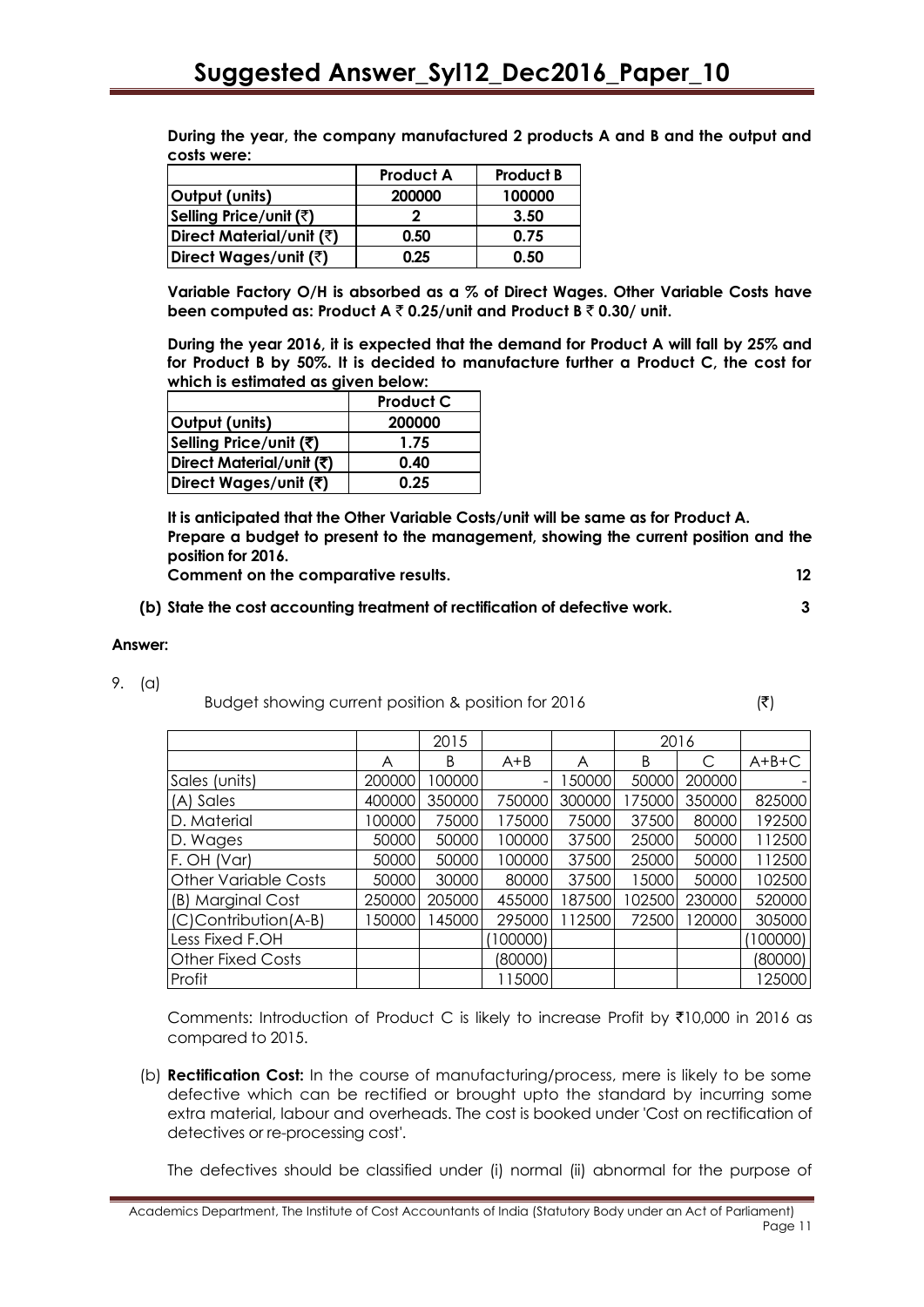During the year, the company manufactured 2 products A and B and the output and costs were:

| | Product A | Product B |
|---|---|---|
| Output (units) | 200000 | 100000 |
| Selling Price/unit (₹) | 2 | 3.50 |
| Direct Material/unit (₹) | 0.50 | 0.75 |
| Direct Wages/unit (₹) | 0.25 | 0.50 |

Variable Factory O/H is absorbed as a % of Direct Wages. Other Variable Costs have been computed as: Product A ₹ 0.25/unit and Product B ₹ 0.30/ unit.

During the year 2016, it is expected that the demand for Product A will fall by 25% and for Product B by 50%. It is decided to manufacture further a Product C, the cost for which is estimated as given below:

| | Product C |
|---|---|
| Output (units) | 200000 |
| Selling Price/unit (₹) | 1.75 |
| Direct Material/unit (₹) | 0.40 |
| Direct Wages/unit (₹) | 0.25 |

It is anticipated that the Other Variable Costs/unit will be same as for Product A.

Prepare a budget to present to the management, showing the current position and the position for 2016.

Comment on the comparative results. **12**

**(b) State the cost accounting treatment of rectification of defective work. 3**

**Answer:**

9. (a)

Budget showing current position & position for 2016 (₹)

| | 2015 | | | 2016 | | | |
|---|---|---|---|---|---|---|---|
| | A | B | A+B | A | B | C | A+B+C |
| Sales (units) | 200000 | 100000 | - | 150000 | 50000 | 200000 | - |
| (A) Sales | 400000 | 350000 | 750000 | 300000 | 175000 | 350000 | 825000 |
| D. Material | 100000 | 75000 | 175000 | 75000 | 37500 | 80000 | 192500 |
| D. Wages | 50000 | 50000 | 100000 | 37500 | 25000 | 50000 | 112500 |
| F. OH (Var) | 50000 | 50000 | 100000 | 37500 | 25000 | 50000 | 112500 |
| Other Variable Costs | 50000 | 30000 | 80000 | 37500 | 15000 | 50000 | 102500 |
| (B) Marginal Cost | 250000 | 205000 | 455000 | 187500 | 102500 | 230000 | 520000 |
| (C)Contribution(A-B) | 150000 | 145000 | 295000 | 112500 | 72500 | 120000 | 305000 |
| Less Fixed F.OH | | | (100000) | | | | (100000) |
| Other Fixed Costs | | | (80000) | | | | (80000) |
| Profit | | | 115000 | | | | 125000 |

Comments: Introduction of Product C is likely to increase Profit by ₹10,000 in 2016 as compared to 2015.

(b) **Rectification Cost:** In the course of manufacturing/process, mere is likely to be some defective which can be rectified or brought upto the standard by incurring some extra material, labour and overheads. The cost is booked under 'Cost on rectification of detectives or re-processing cost'.

The defectives should be classified under (i) normal (ii) abnormal for the purpose of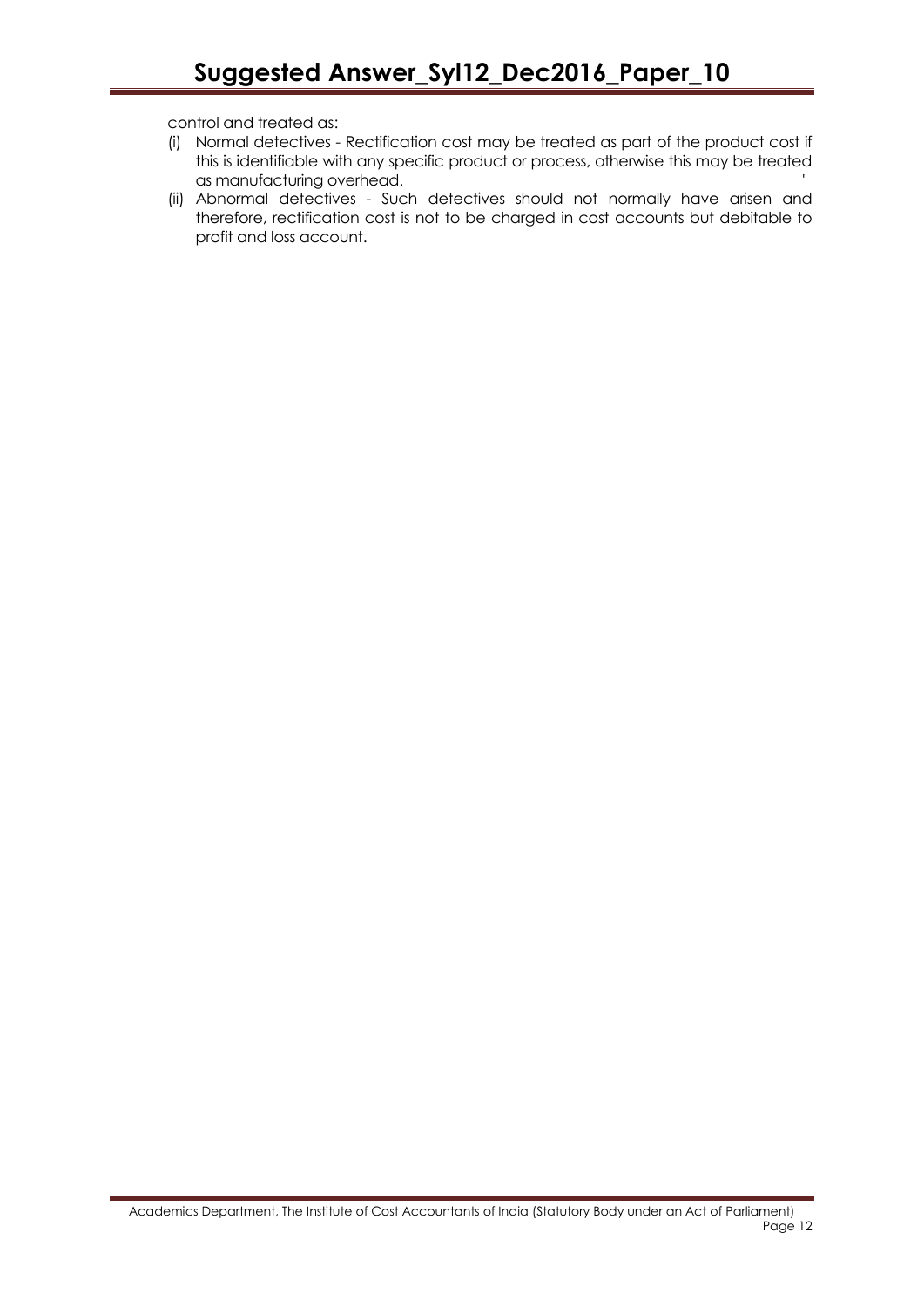control and treated as:

(i) Normal detectives - Rectification cost may be treated as part of the product cost if this is identifiable with any specific product or process, otherwise this may be treated as manufacturing overhead.

(ii) Abnormal detectives - Such detectives should not normally have arisen and therefore, rectification cost is not to be charged in cost accounts but debitable to profit and loss account.